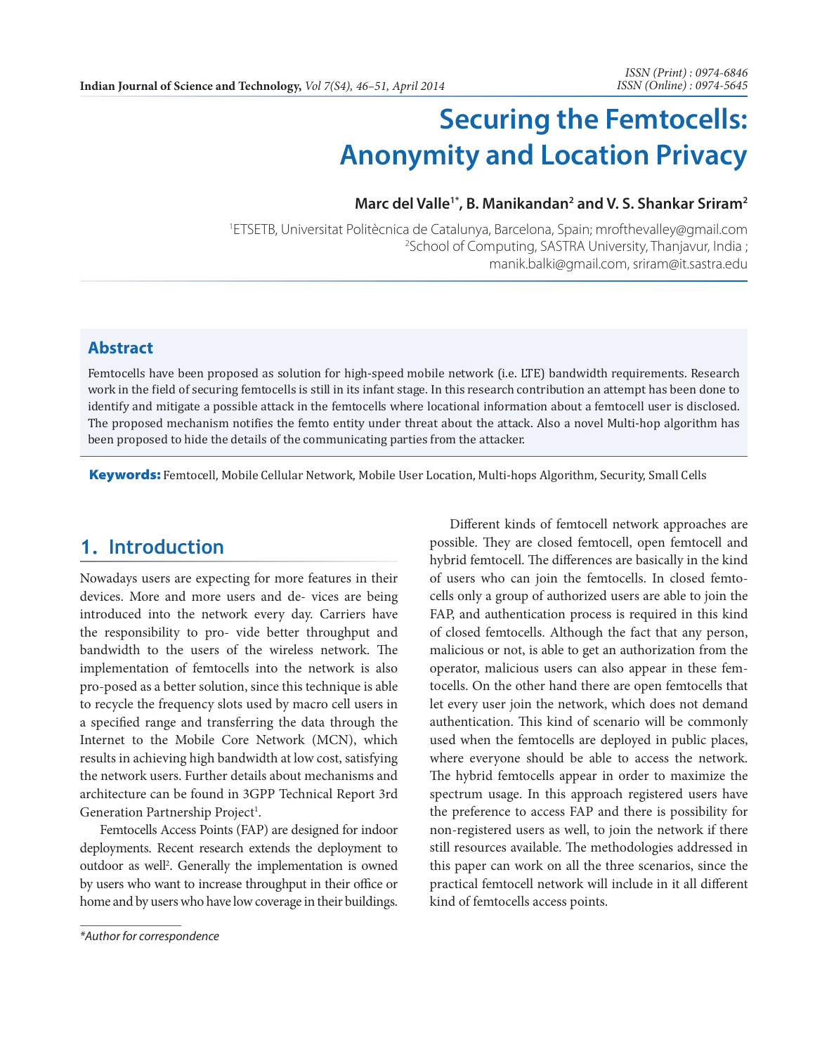# Securing the Femtocells: Anonymity and Location Privacy

**Marc del Valle[1*], B. Manikandan[2] and V. S. Shankar Sriram[2]**

[1]ETSETB, Universitat Politècnica de Catalunya, Barcelona, Spain; mrofthevalley@gmail.com
[2]School of Computing, SASTRA University, Thanjavur, India ;
manik.balki@gmail.com, sriram@it.sastra.edu

## Abstract

Femtocells have been proposed as solution for high-speed mobile network (i.e. LTE) bandwidth requirements. Research work in the field of securing femtocells is still in its infant stage. In this research contribution an attempt has been done to identify and mitigate a possible attack in the femtocells where locational information about a femtocell user is disclosed. The proposed mechanism notifies the femto entity under threat about the attack. Also a novel Multi-hop algorithm has been proposed to hide the details of the communicating parties from the attacker.

**Keywords:** Femtocell, Mobile Cellular Network, Mobile User Location, Multi-hops Algorithm, Security, Small Cells

## 1. Introduction

Nowadays users are expecting for more features in their devices. More and more users and de- vices are being introduced into the network every day. Carriers have the responsibility to pro- vide better throughput and bandwidth to the users of the wireless network. The implementation of femtocells into the network is also pro-posed as a better solution, since this technique is able to recycle the frequency slots used by macro cell users in a specified range and transferring the data through the Internet to the Mobile Core Network (MCN), which results in achieving high bandwidth at low cost, satisfying the network users. Further details about mechanisms and architecture can be found in 3GPP Technical Report 3rd Generation Partnership Project[1].

Femtocells Access Points (FAP) are designed for indoor deployments. Recent research extends the deployment to outdoor as well[2]. Generally the implementation is owned by users who want to increase throughput in their office or home and by users who have low coverage in their buildings.

Different kinds of femtocell network approaches are possible. They are closed femtocell, open femtocell and hybrid femtocell. The differences are basically in the kind of users who can join the femtocells. In closed femtocells only a group of authorized users are able to join the FAP, and authentication process is required in this kind of closed femtocells. Although the fact that any person, malicious or not, is able to get an authorization from the operator, malicious users can also appear in these femtocells. On the other hand there are open femtocells that let every user join the network, which does not demand authentication. This kind of scenario will be commonly used when the femtocells are deployed in public places, where everyone should be able to access the network. The hybrid femtocells appear in order to maximize the spectrum usage. In this approach registered users have the preference to access FAP and there is possibility for non-registered users as well, to join the network if there still resources available. The methodologies addressed in this paper can work on all the three scenarios, since the practical femtocell network will include in it all different kind of femtocells access points.

*Author for correspondence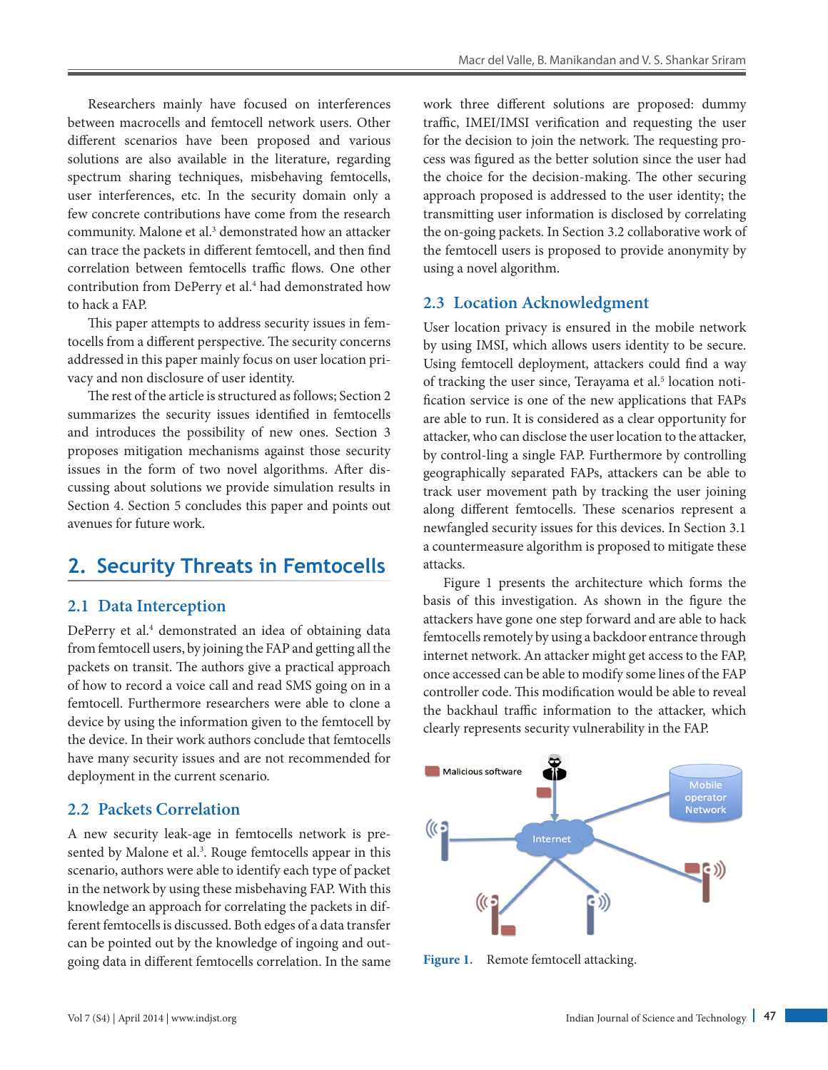Researchers mainly have focused on interferences between macrocells and femtocell network users. Other different scenarios have been proposed and various solutions are also available in the literature, regarding spectrum sharing techniques, misbehaving femtocells, user interferences, etc. In the security domain only a few concrete contributions have come from the research community. Malone et al.[3] demonstrated how an attacker can trace the packets in different femtocell, and then find correlation between femtocells traffic flows. One other contribution from DePerry et al.[4] had demonstrated how to hack a FAP.

This paper attempts to address security issues in femtocells from a different perspective. The security concerns addressed in this paper mainly focus on user location privacy and non disclosure of user identity.

The rest of the article is structured as follows; Section 2 summarizes the security issues identified in femtocells and introduces the possibility of new ones. Section 3 proposes mitigation mechanisms against those security issues in the form of two novel algorithms. After discussing about solutions we provide simulation results in Section 4. Section 5 concludes this paper and points out avenues for future work.

## 2. Security Threats in Femtocells

### 2.1 Data Interception

DePerry et al.[4] demonstrated an idea of obtaining data from femtocell users, by joining the FAP and getting all the packets on transit. The authors give a practical approach of how to record a voice call and read SMS going on in a femtocell. Furthermore researchers were able to clone a device by using the information given to the femtocell by the device. In their work authors conclude that femtocells have many security issues and are not recommended for deployment in the current scenario.

### 2.2 Packets Correlation

A new security leak-age in femtocells network is presented by Malone et al.[3]. Rouge femtocells appear in this scenario, authors were able to identify each type of packet in the network by using these misbehaving FAP. With this knowledge an approach for correlating the packets in different femtocells is discussed. Both edges of a data transfer can be pointed out by the knowledge of ingoing and outgoing data in different femtocells correlation. In the same work three different solutions are proposed: dummy traffic, IMEI/IMSI verification and requesting the user for the decision to join the network. The requesting process was figured as the better solution since the user had the choice for the decision-making. The other securing approach proposed is addressed to the user identity; the transmitting user information is disclosed by correlating the on-going packets. In Section 3.2 collaborative work of the femtocell users is proposed to provide anonymity by using a novel algorithm.

### 2.3 Location Acknowledgment

User location privacy is ensured in the mobile network by using IMSI, which allows users identity to be secure. Using femtocell deployment, attackers could find a way of tracking the user since, Terayama et al.[5] location notification service is one of the new applications that FAPs are able to run. It is considered as a clear opportunity for attacker, who can disclose the user location to the attacker, by control-ling a single FAP. Furthermore by controlling geographically separated FAPs, attackers can be able to track user movement path by tracking the user joining along different femtocells. These scenarios represent a newfangled security issues for this devices. In Section 3.1 a countermeasure algorithm is proposed to mitigate these attacks.

Figure 1 presents the architecture which forms the basis of this investigation. As shown in the figure the attackers have gone one step forward and are able to hack femtocells remotely by using a backdoor entrance through internet network. An attacker might get access to the FAP, once accessed can be able to modify some lines of the FAP controller code. This modification would be able to reveal the backhaul traffic information to the attacker, which clearly represents security vulnerability in the FAP.

Malicious software

Mobile operator Network

Internet

**Figure 1.** Remote femtocell attacking.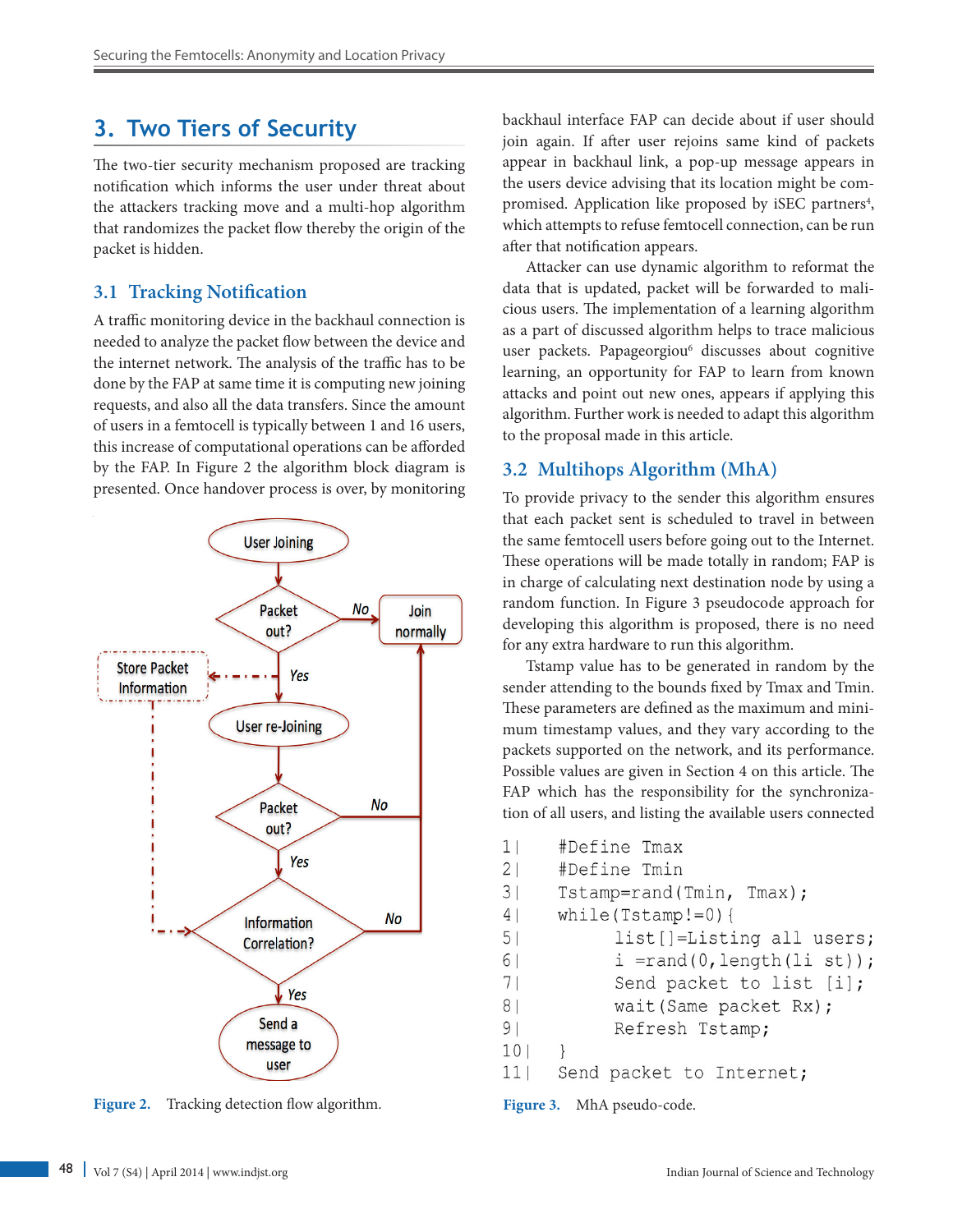## 3. Two Tiers of Security

The two-tier security mechanism proposed are tracking notification which informs the user under threat about the attackers tracking move and a multi-hop algorithm that randomizes the packet flow thereby the origin of the packet is hidden.

### 3.1 Tracking Notification

A traffic monitoring device in the backhaul connection is needed to analyze the packet flow between the device and the internet network. The analysis of the traffic has to be done by the FAP at same time it is computing new joining requests, and also all the data transfers. Since the amount of users in a femtocell is typically between 1 and 16 users, this increase of computational operations can be afforded by the FAP. In Figure 2 the algorithm block diagram is presented. Once handover process is over, by monitoring backhaul interface FAP can decide about if user should join again. If after user rejoins same kind of packets appear in backhaul link, a pop-up message appears in the users device advising that its location might be compromised. Application like proposed by iSEC partners[4], which attempts to refuse femtocell connection, can be run after that notification appears.

User Joining
Packet out?
No
Join normally
Yes
Store Packet Information
User re-Joining
Packet out?
No
Yes
Information Correlation?
No
Yes
Send a message to user

**Figure 2.** Tracking detection flow algorithm.

Attacker can use dynamic algorithm to reformat the data that is updated, packet will be forwarded to malicious users. The implementation of a learning algorithm as a part of discussed algorithm helps to trace malicious user packets. Papageorgiou[6] discusses about cognitive learning, an opportunity for FAP to learn from known attacks and point out new ones, appears if applying this algorithm. Further work is needed to adapt this algorithm to the proposal made in this article.

### 3.2 Multihops Algorithm (MhA)

To provide privacy to the sender this algorithm ensures that each packet sent is scheduled to travel in between the same femtocell users before going out to the Internet. These operations will be made totally in random; FAP is in charge of calculating next destination node by using a random function. In Figure 3 pseudocode approach for developing this algorithm is proposed, there is no need for any extra hardware to run this algorithm.

Tstamp value has to be generated in random by the sender attending to the bounds fixed by Tmax and Tmin. These parameters are defined as the maximum and minimum timestamp values, and they vary according to the packets supported on the network, and its performance. Possible values are given in Section 4 on this article. The FAP which has the responsibility for the synchronization of all users, and listing the available users connected

```
1|    #Define Tmax
2|    #Define Tmin
3|    Tstamp=rand(Tmin, Tmax);
4|    while(Tstamp!=0){
5|          list[]=Listing all users;
6|          i =rand(0,length(li st));
7|          Send packet to list [i];
8|          wait(Same packet Rx);
9|          Refresh Tstamp;
10|   }
11|   Send packet to Internet;
```

**Figure 3.** MhA pseudo-code.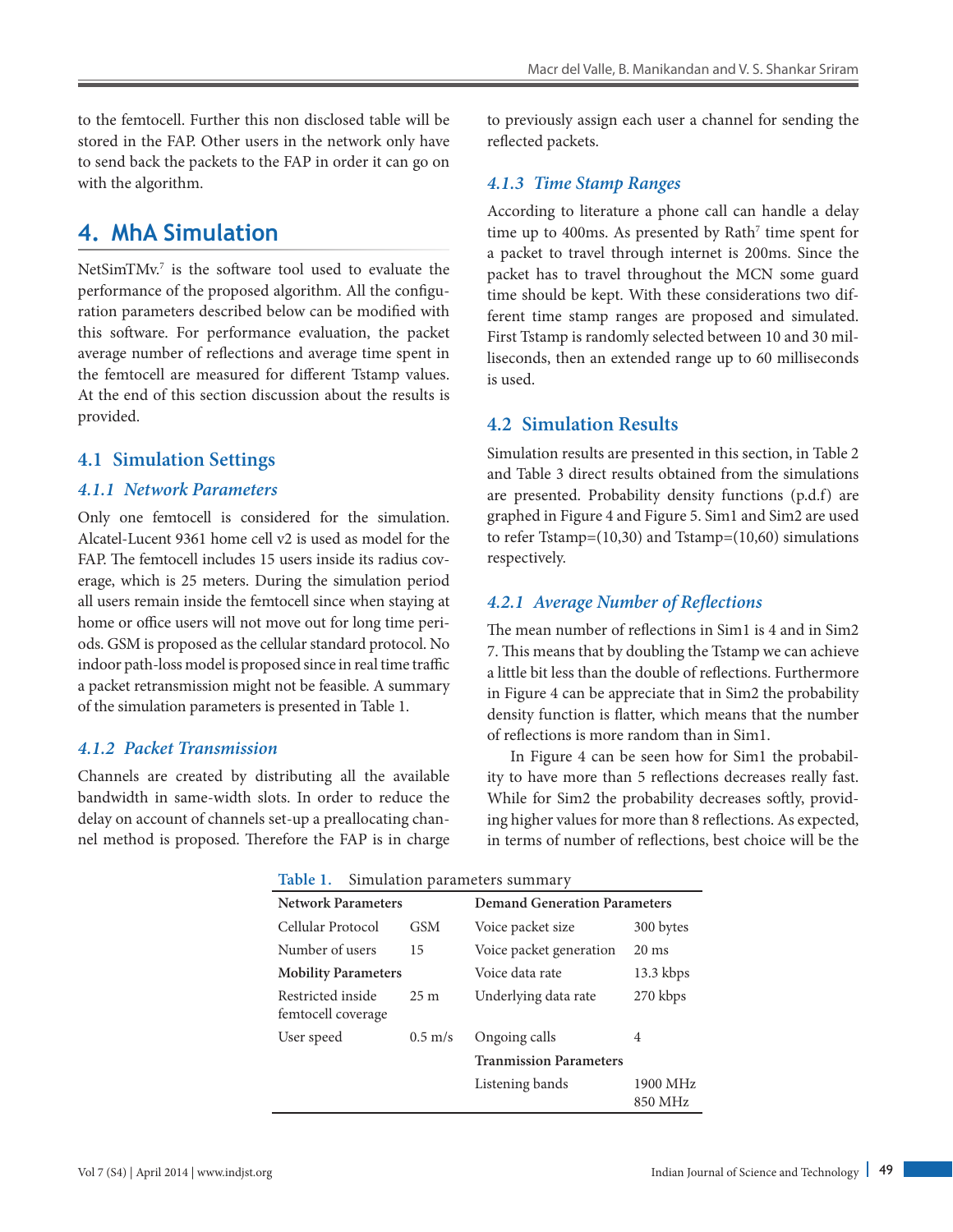to the femtocell. Further this non disclosed table will be stored in the FAP. Other users in the network only have to send back the packets to the FAP in order it can go on with the algorithm.

## 4. MhA Simulation

NetSimTMv.[7] is the software tool used to evaluate the performance of the proposed algorithm. All the configuration parameters described below can be modified with this software. For performance evaluation, the packet average number of reflections and average time spent in the femtocell are measured for different Tstamp values. At the end of this section discussion about the results is provided.

### 4.1 Simulation Settings

#### *4.1.1 Network Parameters*

Only one femtocell is considered for the simulation. Alcatel-Lucent 9361 home cell v2 is used as model for the FAP. The femtocell includes 15 users inside its radius coverage, which is 25 meters. During the simulation period all users remain inside the femtocell since when staying at home or office users will not move out for long time periods. GSM is proposed as the cellular standard protocol. No indoor path-loss model is proposed since in real time traffic a packet retransmission might not be feasible. A summary of the simulation parameters is presented in Table 1.

#### *4.1.2 Packet Transmission*

Channels are created by distributing all the available bandwidth in same-width slots. In order to reduce the delay on account of channels set-up a preallocating channel method is proposed. Therefore the FAP is in charge to previously assign each user a channel for sending the reflected packets.

#### *4.1.3 Time Stamp Ranges*

According to literature a phone call can handle a delay time up to 400ms. As presented by Rath[7] time spent for a packet to travel through internet is 200ms. Since the packet has to travel throughout the MCN some guard time should be kept. With these considerations two different time stamp ranges are proposed and simulated. First Tstamp is randomly selected between 10 and 30 milliseconds, then an extended range up to 60 milliseconds is used.

### 4.2 Simulation Results

Simulation results are presented in this section, in Table 2 and Table 3 direct results obtained from the simulations are presented. Probability density functions (p.d.f) are graphed in Figure 4 and Figure 5. Sim1 and Sim2 are used to refer Tstamp=(10,30) and Tstamp=(10,60) simulations respectively.

#### *4.2.1 Average Number of Reflections*

The mean number of reflections in Sim1 is 4 and in Sim2 7. This means that by doubling the Tstamp we can achieve a little bit less than the double of reflections. Furthermore in Figure 4 can be appreciate that in Sim2 the probability density function is flatter, which means that the number of reflections is more random than in Sim1.

In Figure 4 can be seen how for Sim1 the probability to have more than 5 reflections decreases really fast. While for Sim2 the probability decreases softly, providing higher values for more than 8 reflections. As expected, in terms of number of reflections, best choice will be the

**Table 1.** Simulation parameters summary

| | | | |
|---|---|---|---|
| **Network Parameters** | | **Demand Generation Parameters** | |
| Cellular Protocol | GSM | Voice packet size | 300 bytes |
| Number of users | 15 | Voice packet generation | 20 ms |
| **Mobility Parameters** | | Voice data rate | 13.3 kbps |
| Restricted inside femtocell coverage | 25 m | Underlying data rate | 270 kbps |
| User speed | 0.5 m/s | Ongoing calls | 4 |
| | | **Tranmission Parameters** | |
| | | Listening bands | 1900 MHz 850 MHz |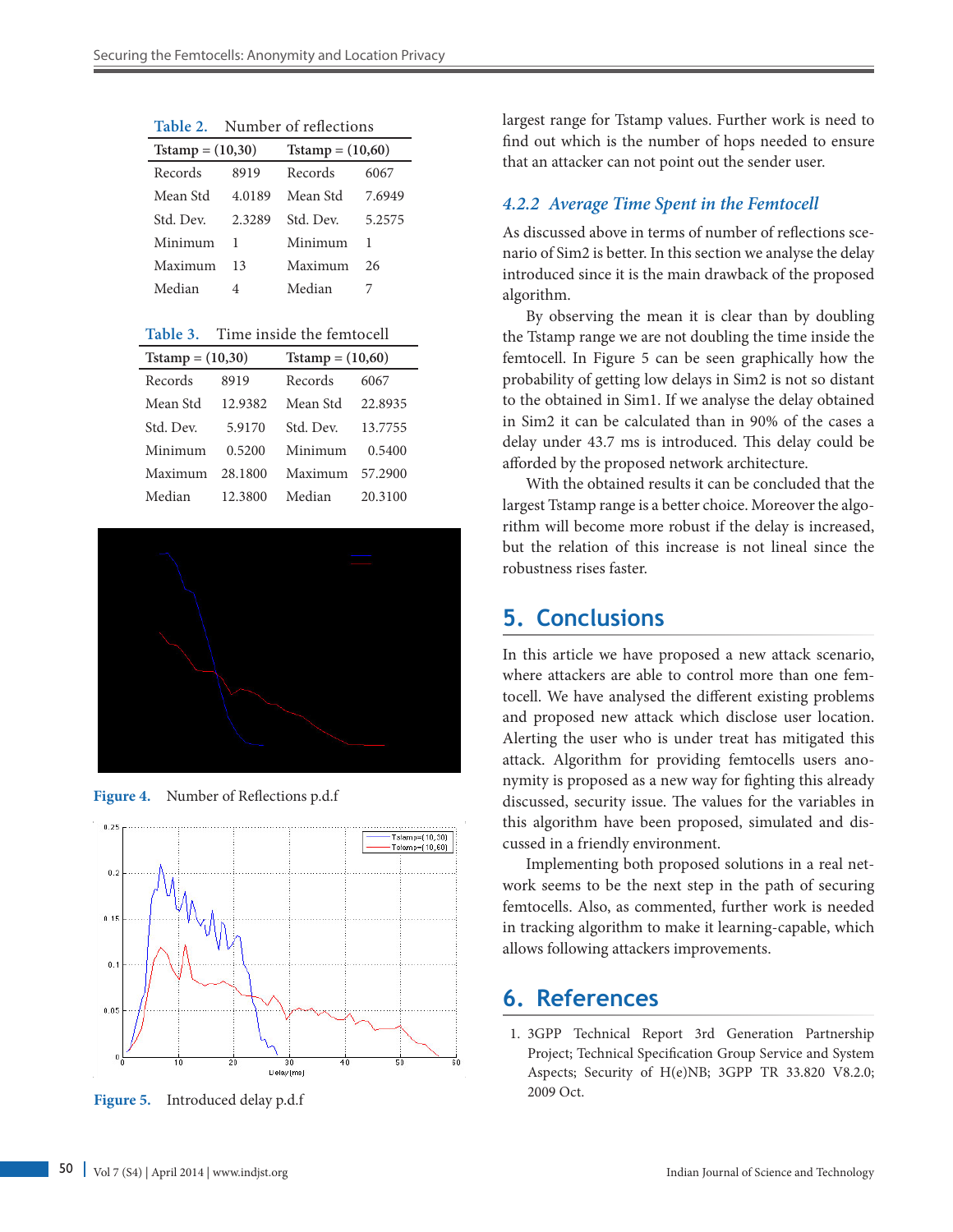**Table 2.** Number of reflections

| Tstamp = (10,30) | | Tstamp = (10,60) | |
|---|---|---|---|
| Records | 8919 | Records | 6067 |
| Mean Std | 4.0189 | Mean Std | 7.6949 |
| Std. Dev. | 2.3289 | Std. Dev. | 5.2575 |
| Minimum | 1 | Minimum | 1 |
| Maximum | 13 | Maximum | 26 |
| Median | 4 | Median | 7 |

**Table 3.** Time inside the femtocell

| Tstamp = (10,30) | | Tstamp = (10,60) | |
|---|---|---|---|
| Records | 8919 | Records | 6067 |
| Mean Std | 12.9382 | Mean Std | 22.8935 |
| Std. Dev. | 5.9170 | Std. Dev. | 13.7755 |
| Minimum | 0.5200 | Minimum | 0.5400 |
| Maximum | 28.1800 | Maximum | 57.2900 |
| Median | 12.3800 | Median | 20.3100 |

**Figure 4.** Number of Reflections p.d.f

0.25
0.2
0.15
0.1
0.05
0
0 10 20 30 40 50 60
Delay(ms)
Tstamp=(10,30)
Tstamp=(10,60)

**Figure 5.** Introduced delay p.d.f

largest range for Tstamp values. Further work is need to find out which is the number of hops needed to ensure that an attacker can not point out the sender user.

### *4.2.2 Average Time Spent in the Femtocell*

As discussed above in terms of number of reflections scenario of Sim2 is better. In this section we analyse the delay introduced since it is the main drawback of the proposed algorithm.

By observing the mean it is clear than by doubling the Tstamp range we are not doubling the time inside the femtocell. In Figure 5 can be seen graphically how the probability of getting low delays in Sim2 is not so distant to the obtained in Sim1. If we analyse the delay obtained in Sim2 it can be calculated than in 90% of the cases a delay under 43.7 ms is introduced. This delay could be afforded by the proposed network architecture.

With the obtained results it can be concluded that the largest Tstamp range is a better choice. Moreover the algorithm will become more robust if the delay is increased, but the relation of this increase is not lineal since the robustness rises faster.

## 5. Conclusions

In this article we have proposed a new attack scenario, where attackers are able to control more than one femtocell. We have analysed the different existing problems and proposed new attack which disclose user location. Alerting the user who is under treat has mitigated this attack. Algorithm for providing femtocells users anonymity is proposed as a new way for fighting this already discussed, security issue. The values for the variables in this algorithm have been proposed, simulated and discussed in a friendly environment.

Implementing both proposed solutions in a real network seems to be the next step in the path of securing femtocells. Also, as commented, further work is needed in tracking algorithm to make it learning-capable, which allows following attackers improvements.

## 6. References

1. 3GPP Technical Report 3rd Generation Partnership Project; Technical Specification Group Service and System Aspects; Security of H(e)NB; 3GPP TR 33.820 V8.2.0; 2009 Oct.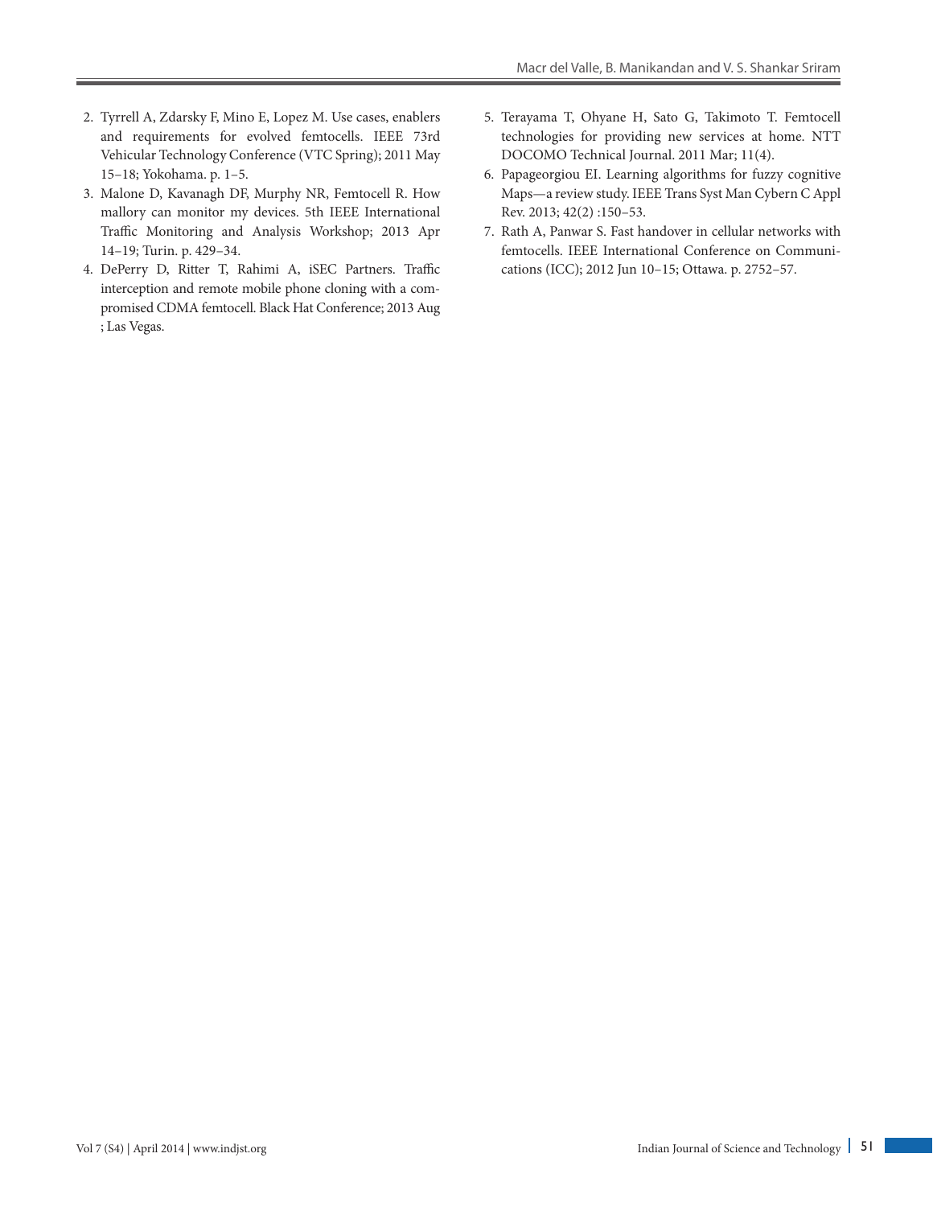2. Tyrrell A, Zdarsky F, Mino E, Lopez M. Use cases, enablers and requirements for evolved femtocells. IEEE 73rd Vehicular Technology Conference (VTC Spring); 2011 May 15–18; Yokohama. p. 1–5.
3. Malone D, Kavanagh DF, Murphy NR, Femtocell R. How mallory can monitor my devices. 5th IEEE International Traffic Monitoring and Analysis Workshop; 2013 Apr 14–19; Turin. p. 429–34.
4. DePerry D, Ritter T, Rahimi A, iSEC Partners. Traffic interception and remote mobile phone cloning with a compromised CDMA femtocell. Black Hat Conference; 2013 Aug ; Las Vegas.
5. Terayama T, Ohyane H, Sato G, Takimoto T. Femtocell technologies for providing new services at home. NTT DOCOMO Technical Journal. 2011 Mar; 11(4).
6. Papageorgiou EI. Learning algorithms for fuzzy cognitive Maps—a review study. IEEE Trans Syst Man Cybern C Appl Rev. 2013; 42(2) :150–53.
7. Rath A, Panwar S. Fast handover in cellular networks with femtocells. IEEE International Conference on Communications (ICC); 2012 Jun 10–15; Ottawa. p. 2752–57.